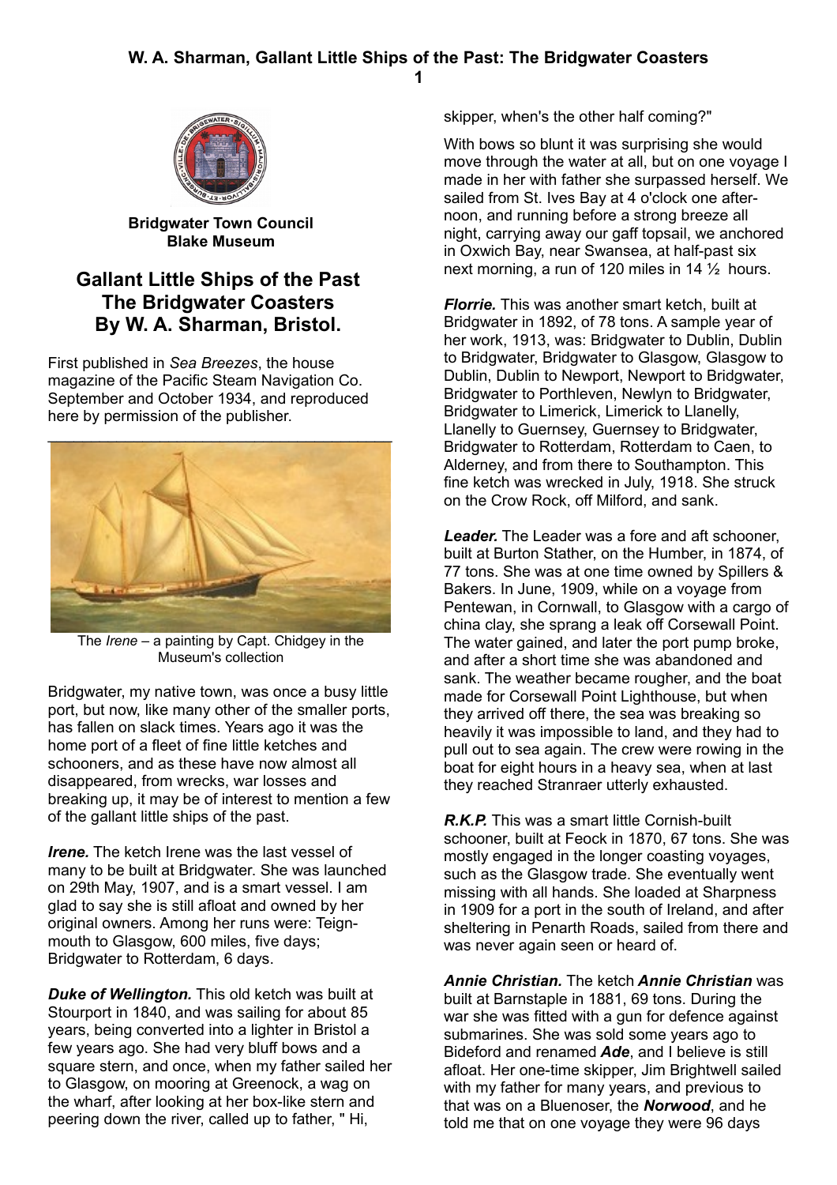Bridgwater Town Council
Blake Museum

# Gallant Little Ships of the Past
# The Bridgwater Coasters
# By W. A. Sharman, Bristol.

First published in *Sea Breezes*, the house magazine of the Pacific Steam Navigation Co. September and October 1934, and reproduced here by permission of the publisher.

The *Irene* – a painting by Capt. Chidgey in the Museum's collection

Bridgwater, my native town, was once a busy little port, but now, like many other of the smaller ports, has fallen on slack times. Years ago it was the home port of a fleet of fine little ketches and schooners, and as these have now almost all disappeared, from wrecks, war losses and breaking up, it may be of interest to mention a few of the gallant little ships of the past.

***Irene.*** The ketch Irene was the last vessel of many to be built at Bridgwater. She was launched on 29th May, 1907, and is a smart vessel. I am glad to say she is still afloat and owned by her original owners. Among her runs were: Teignmouth to Glasgow, 600 miles, five days; Bridgwater to Rotterdam, 6 days.

***Duke of Wellington.*** This old ketch was built at Stourport in 1840, and was sailing for about 85 years, being converted into a lighter in Bristol a few years ago. She had very bluff bows and a square stern, and once, when my father sailed her to Glasgow, on mooring at Greenock, a wag on the wharf, after looking at her box-like stern and peering down the river, called up to father, " Hi, skipper, when's the other half coming?"

With bows so blunt it was surprising she would move through the water at all, but on one voyage I made in her with father she surpassed herself. We sailed from St. Ives Bay at 4 o'clock one afternoon, and running before a strong breeze all night, carrying away our gaff topsail, we anchored in Oxwich Bay, near Swansea, at half-past six next morning, a run of 120 miles in 14 ½ hours.

***Florrie.*** This was another smart ketch, built at Bridgwater in 1892, of 78 tons. A sample year of her work, 1913, was: Bridgwater to Dublin, Dublin to Bridgwater, Bridgwater to Glasgow, Glasgow to Dublin, Dublin to Newport, Newport to Bridgwater, Bridgwater to Porthleven, Newlyn to Bridgwater, Bridgwater to Limerick, Limerick to Llanelly, Llanelly to Guernsey, Guernsey to Bridgwater, Bridgwater to Rotterdam, Rotterdam to Caen, to Alderney, and from there to Southampton. This fine ketch was wrecked in July, 1918. She struck on the Crow Rock, off Milford, and sank.

***Leader.*** The Leader was a fore and aft schooner, built at Burton Stather, on the Humber, in 1874, of 77 tons. She was at one time owned by Spillers & Bakers. In June, 1909, while on a voyage from Pentewan, in Cornwall, to Glasgow with a cargo of china clay, she sprang a leak off Corsewall Point. The water gained, and later the port pump broke, and after a short time she was abandoned and sank. The weather became rougher, and the boat made for Corsewall Point Lighthouse, but when they arrived off there, the sea was breaking so heavily it was impossible to land, and they had to pull out to sea again. The crew were rowing in the boat for eight hours in a heavy sea, when at last they reached Stranraer utterly exhausted.

***R.K.P.*** This was a smart little Cornish-built schooner, built at Feock in 1870, 67 tons. She was mostly engaged in the longer coasting voyages, such as the Glasgow trade. She eventually went missing with all hands. She loaded at Sharpness in 1909 for a port in the south of Ireland, and after sheltering in Penarth Roads, sailed from there and was never again seen or heard of.

***Annie Christian.*** The ketch ***Annie Christian*** was built at Barnstaple in 1881, 69 tons. During the war she was fitted with a gun for defence against submarines. She was sold some years ago to Bideford and renamed ***Ade***, and I believe is still afloat. Her one-time skipper, Jim Brightwell sailed with my father for many years, and previous to that was on a Bluenoser, the ***Norwood***, and he told me that on one voyage they were 96 days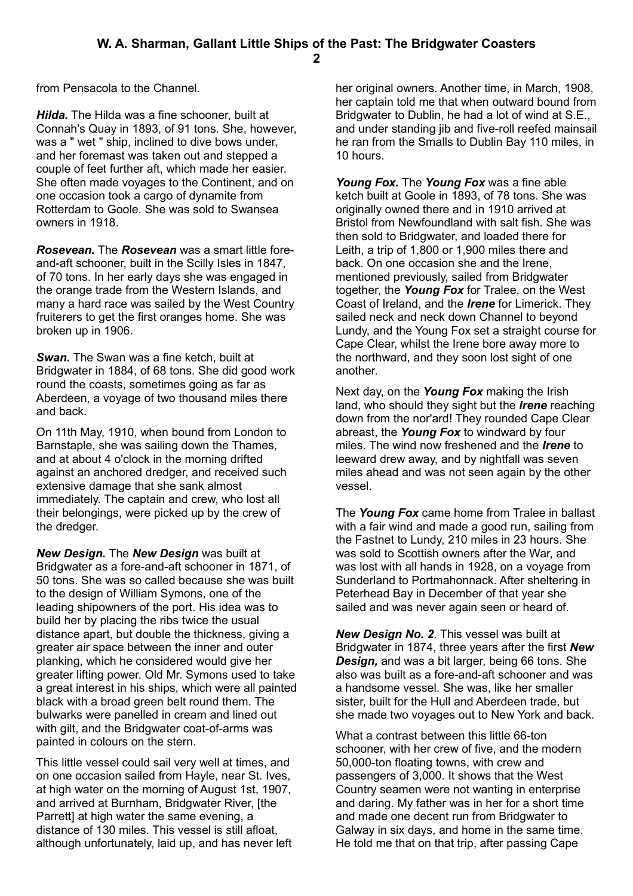from Pensacola to the Channel.

***Hilda.*** The Hilda was a fine schooner, built at Connah's Quay in 1893, of 91 tons. She, however, was a " wet " ship, inclined to dive bows under, and her foremast was taken out and stepped a couple of feet further aft, which made her easier. She often made voyages to the Continent, and on one occasion took a cargo of dynamite from Rotterdam to Goole. She was sold to Swansea owners in 1918.

***Rosevean.*** The ***Rosevean*** was a smart little fore-and-aft schooner, built in the Scilly Isles in 1847, of 70 tons. In her early days she was engaged in the orange trade from the Western Islands, and many a hard race was sailed by the West Country fruiterers to get the first oranges home. She was broken up in 1906.

***Swan.*** The Swan was a fine ketch, built at Bridgwater in 1884, of 68 tons. She did good work round the coasts, sometimes going as far as Aberdeen, a voyage of two thousand miles there and back.

On 11th May, 1910, when bound from London to Barnstaple, she was sailing down the Thames, and at about 4 o'clock in the morning drifted against an anchored dredger, and received such extensive damage that she sank almost immediately. The captain and crew, who lost all their belongings, were picked up by the crew of the dredger.

***New Design.*** The ***New Design*** was built at Bridgwater as a fore-and-aft schooner in 1871, of 50 tons. She was so called because she was built to the design of William Symons, one of the leading shipowners of the port. His idea was to build her by placing the ribs twice the usual distance apart, but double the thickness, giving a greater air space between the inner and outer planking, which he considered would give her greater lifting power. Old Mr. Symons used to take a great interest in his ships, which were all painted black with a broad green belt round them. The bulwarks were panelled in cream and lined out with gilt, and the Bridgwater coat-of-arms was painted in colours on the stern.

This little vessel could sail very well at times, and on one occasion sailed from Hayle, near St. Ives, at high water on the morning of August 1st, 1907, and arrived at Burnham, Bridgwater River, [the Parrett] at high water the same evening, a distance of 130 miles. This vessel is still afloat, although unfortunately, laid up, and has never left her original owners. Another time, in March, 1908, her captain told me that when outward bound from Bridgwater to Dublin, he had a lot of wind at S.E., and under standing jib and five-roll reefed mainsail he ran from the Smalls to Dublin Bay 110 miles, in 10 hours.

***Young Fox.*** The ***Young Fox*** was a fine able ketch built at Goole in 1893, of 78 tons. She was originally owned there and in 1910 arrived at Bristol from Newfoundland with salt fish. She was then sold to Bridgwater, and loaded there for Leith, a trip of 1,800 or 1,900 miles there and back. On one occasion she and the Irene, mentioned previously, sailed from Bridgwater together, the ***Young Fox*** for Tralee, on the West Coast of Ireland, and the ***Irene*** for Limerick. They sailed neck and neck down Channel to beyond Lundy, and the Young Fox set a straight course for Cape Clear, whilst the Irene bore away more to the northward, and they soon lost sight of one another.

Next day, on the ***Young Fox*** making the Irish land, who should they sight but the ***Irene*** reaching down from the nor'ard! They rounded Cape Clear abreast, the ***Young Fox*** to windward by four miles. The wind now freshened and the ***Irene*** to leeward drew away, and by nightfall was seven miles ahead and was not seen again by the other vessel.

The ***Young Fox*** came home from Tralee in ballast with a fair wind and made a good run, sailing from the Fastnet to Lundy, 210 miles in 23 hours. She was sold to Scottish owners after the War, and was lost with all hands in 1928, on a voyage from Sunderland to Portmahonnack. After sheltering in Peterhead Bay in December of that year she sailed and was never again seen or heard of.

***New Design No. 2***. This vessel was built at Bridgwater in 1874, three years after the first ***New Design,*** and was a bit larger, being 66 tons. She also was built as a fore-and-aft schooner and was a handsome vessel. She was, like her smaller sister, built for the Hull and Aberdeen trade, but she made two voyages out to New York and back.

What a contrast between this little 66-ton schooner, with her crew of five, and the modern 50,000-ton floating towns, with crew and passengers of 3,000. It shows that the West Country seamen were not wanting in enterprise and daring. My father was in her for a short time and made one decent run from Bridgwater to Galway in six days, and home in the same time. He told me that on that trip, after passing Cape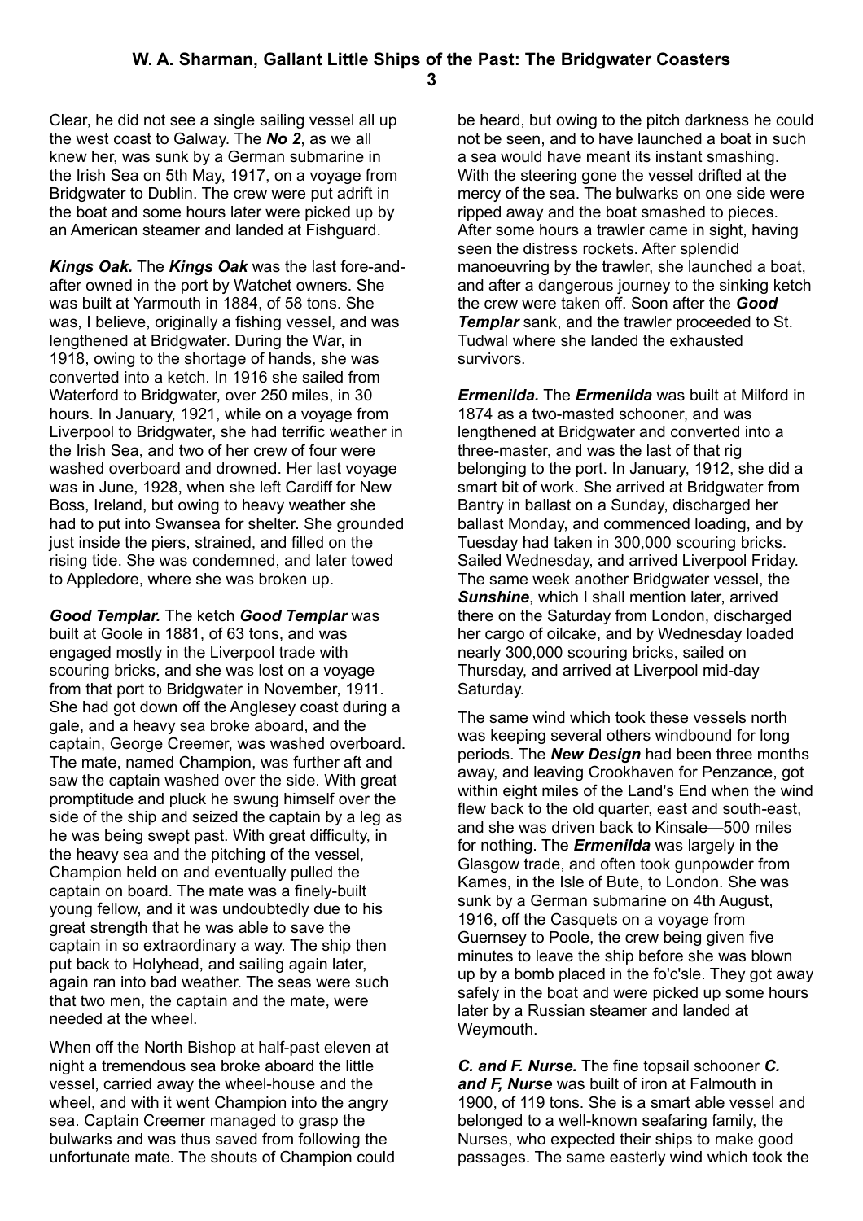Clear, he did not see a single sailing vessel all up the west coast to Galway. The ***No 2***, as we all knew her, was sunk by a German submarine in the Irish Sea on 5th May, 1917, on a voyage from Bridgwater to Dublin. The crew were put adrift in the boat and some hours later were picked up by an American steamer and landed at Fishguard.

***Kings Oak.*** The ***Kings Oak*** was the last fore-and-after owned in the port by Watchet owners. She was built at Yarmouth in 1884, of 58 tons. She was, I believe, originally a fishing vessel, and was lengthened at Bridgwater. During the War, in 1918, owing to the shortage of hands, she was converted into a ketch. In 1916 she sailed from Waterford to Bridgwater, over 250 miles, in 30 hours. In January, 1921, while on a voyage from Liverpool to Bridgwater, she had terrific weather in the Irish Sea, and two of her crew of four were washed overboard and drowned. Her last voyage was in June, 1928, when she left Cardiff for New Boss, Ireland, but owing to heavy weather she had to put into Swansea for shelter. She grounded just inside the piers, strained, and filled on the rising tide. She was condemned, and later towed to Appledore, where she was broken up.

***Good Templar.*** The ketch ***Good Templar*** was built at Goole in 1881, of 63 tons, and was engaged mostly in the Liverpool trade with scouring bricks, and she was lost on a voyage from that port to Bridgwater in November, 1911. She had got down off the Anglesey coast during a gale, and a heavy sea broke aboard, and the captain, George Creemer, was washed overboard. The mate, named Champion, was further aft and saw the captain washed over the side. With great promptitude and pluck he swung himself over the side of the ship and seized the captain by a leg as he was being swept past. With great difficulty, in the heavy sea and the pitching of the vessel, Champion held on and eventually pulled the captain on board. The mate was a finely-built young fellow, and it was undoubtedly due to his great strength that he was able to save the captain in so extraordinary a way. The ship then put back to Holyhead, and sailing again later, again ran into bad weather. The seas were such that two men, the captain and the mate, were needed at the wheel.

When off the North Bishop at half-past eleven at night a tremendous sea broke aboard the little vessel, carried away the wheel-house and the wheel, and with it went Champion into the angry sea. Captain Creemer managed to grasp the bulwarks and was thus saved from following the unfortunate mate. The shouts of Champion could be heard, but owing to the pitch darkness he could not be seen, and to have launched a boat in such a sea would have meant its instant smashing. With the steering gone the vessel drifted at the mercy of the sea. The bulwarks on one side were ripped away and the boat smashed to pieces. After some hours a trawler came in sight, having seen the distress rockets. After splendid manoeuvring by the trawler, she launched a boat, and after a dangerous journey to the sinking ketch the crew were taken off. Soon after the ***Good Templar*** sank, and the trawler proceeded to St. Tudwal where she landed the exhausted survivors.

***Ermenilda.*** The ***Ermenilda*** was built at Milford in 1874 as a two-masted schooner, and was lengthened at Bridgwater and converted into a three-master, and was the last of that rig belonging to the port. In January, 1912, she did a smart bit of work. She arrived at Bridgwater from Bantry in ballast on a Sunday, discharged her ballast Monday, and commenced loading, and by Tuesday had taken in 300,000 scouring bricks. Sailed Wednesday, and arrived Liverpool Friday. The same week another Bridgwater vessel, the ***Sunshine***, which I shall mention later, arrived there on the Saturday from London, discharged her cargo of oilcake, and by Wednesday loaded nearly 300,000 scouring bricks, sailed on Thursday, and arrived at Liverpool mid-day Saturday.

The same wind which took these vessels north was keeping several others windbound for long periods. The ***New Design*** had been three months away, and leaving Crookhaven for Penzance, got within eight miles of the Land's End when the wind flew back to the old quarter, east and south-east, and she was driven back to Kinsale—500 miles for nothing. The ***Ermenilda*** was largely in the Glasgow trade, and often took gunpowder from Kames, in the Isle of Bute, to London. She was sunk by a German submarine on 4th August, 1916, off the Casquets on a voyage from Guernsey to Poole, the crew being given five minutes to leave the ship before she was blown up by a bomb placed in the fo'c'sle. They got away safely in the boat and were picked up some hours later by a Russian steamer and landed at Weymouth.

***C. and F. Nurse.*** The fine topsail schooner ***C. and F, Nurse*** was built of iron at Falmouth in 1900, of 119 tons. She is a smart able vessel and belonged to a well-known seafaring family, the Nurses, who expected their ships to make good passages. The same easterly wind which took the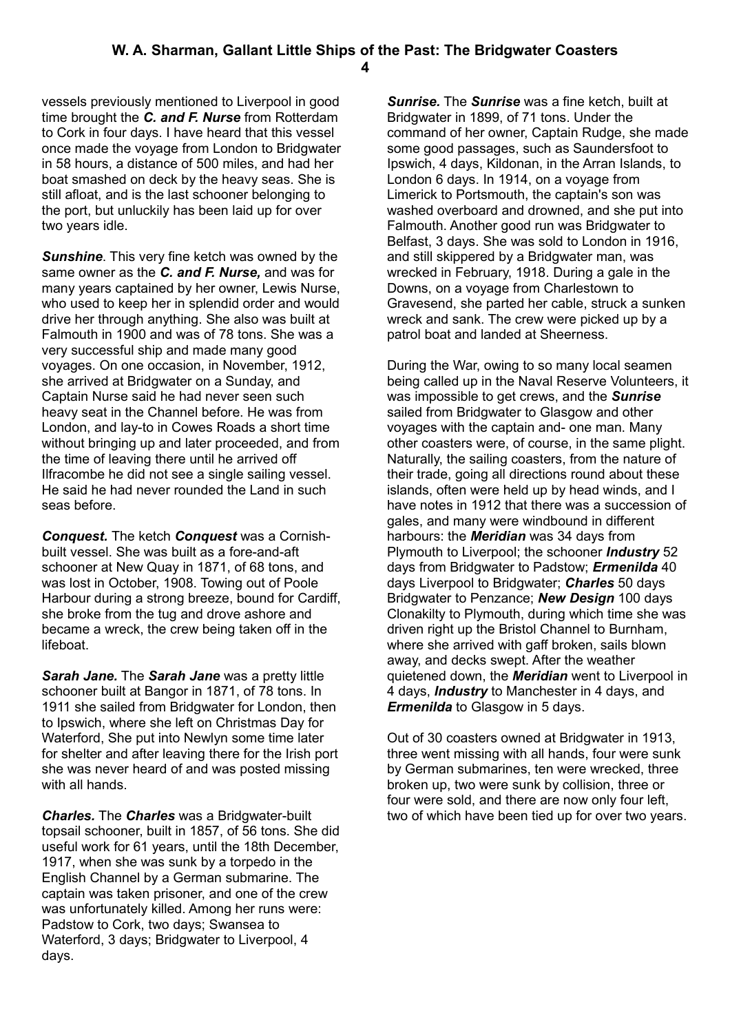vessels previously mentioned to Liverpool in good time brought the ***C. and F. Nurse*** from Rotterdam to Cork in four days. I have heard that this vessel once made the voyage from London to Bridgwater in 58 hours, a distance of 500 miles, and had her boat smashed on deck by the heavy seas. She is still afloat, and is the last schooner belonging to the port, but unluckily has been laid up for over two years idle.

***Sunshine***. This very fine ketch was owned by the same owner as the ***C. and F. Nurse,*** and was for many years captained by her owner, Lewis Nurse, who used to keep her in splendid order and would drive her through anything. She also was built at Falmouth in 1900 and was of 78 tons. She was a very successful ship and made many good voyages. On one occasion, in November, 1912, she arrived at Bridgwater on a Sunday, and Captain Nurse said he had never seen such heavy seat in the Channel before. He was from London, and lay-to in Cowes Roads a short time without bringing up and later proceeded, and from the time of leaving there until he arrived off Ilfracombe he did not see a single sailing vessel. He said he had never rounded the Land in such seas before.

***Conquest.*** The ketch ***Conquest*** was a Cornish-built vessel. She was built as a fore-and-aft schooner at New Quay in 1871, of 68 tons, and was lost in October, 1908. Towing out of Poole Harbour during a strong breeze, bound for Cardiff, she broke from the tug and drove ashore and became a wreck, the crew being taken off in the lifeboat.

***Sarah Jane.*** The ***Sarah Jane*** was a pretty little schooner built at Bangor in 1871, of 78 tons. In 1911 she sailed from Bridgwater for London, then to Ipswich, where she left on Christmas Day for Waterford, She put into Newlyn some time later for shelter and after leaving there for the Irish port she was never heard of and was posted missing with all hands.

***Charles.*** The ***Charles*** was a Bridgwater-built topsail schooner, built in 1857, of 56 tons. She did useful work for 61 years, until the 18th December, 1917, when she was sunk by a torpedo in the English Channel by a German submarine. The captain was taken prisoner, and one of the crew was unfortunately killed. Among her runs were: Padstow to Cork, two days; Swansea to Waterford, 3 days; Bridgwater to Liverpool, 4 days.

***Sunrise.*** The ***Sunrise*** was a fine ketch, built at Bridgwater in 1899, of 71 tons. Under the command of her owner, Captain Rudge, she made some good passages, such as Saundersfoot to Ipswich, 4 days, Kildonan, in the Arran Islands, to London 6 days. In 1914, on a voyage from Limerick to Portsmouth, the captain's son was washed overboard and drowned, and she put into Falmouth. Another good run was Bridgwater to Belfast, 3 days. She was sold to London in 1916, and still skippered by a Bridgwater man, was wrecked in February, 1918. During a gale in the Downs, on a voyage from Charlestown to Gravesend, she parted her cable, struck a sunken wreck and sank. The crew were picked up by a patrol boat and landed at Sheerness.

During the War, owing to so many local seamen being called up in the Naval Reserve Volunteers, it was impossible to get crews, and the ***Sunrise*** sailed from Bridgwater to Glasgow and other voyages with the captain and- one man. Many other coasters were, of course, in the same plight. Naturally, the sailing coasters, from the nature of their trade, going all directions round about these islands, often were held up by head winds, and I have notes in 1912 that there was a succession of gales, and many were windbound in different harbours: the ***Meridian*** was 34 days from Plymouth to Liverpool; the schooner ***Industry*** 52 days from Bridgwater to Padstow; ***Ermenilda*** 40 days Liverpool to Bridgwater; ***Charles*** 50 days Bridgwater to Penzance; ***New Design*** 100 days Clonakilty to Plymouth, during which time she was driven right up the Bristol Channel to Burnham, where she arrived with gaff broken, sails blown away, and decks swept. After the weather quietened down, the ***Meridian*** went to Liverpool in 4 days, ***Industry*** to Manchester in 4 days, and ***Ermenilda*** to Glasgow in 5 days.

Out of 30 coasters owned at Bridgwater in 1913, three went missing with all hands, four were sunk by German submarines, ten were wrecked, three broken up, two were sunk by collision, three or four were sold, and there are now only four left, two of which have been tied up for over two years.